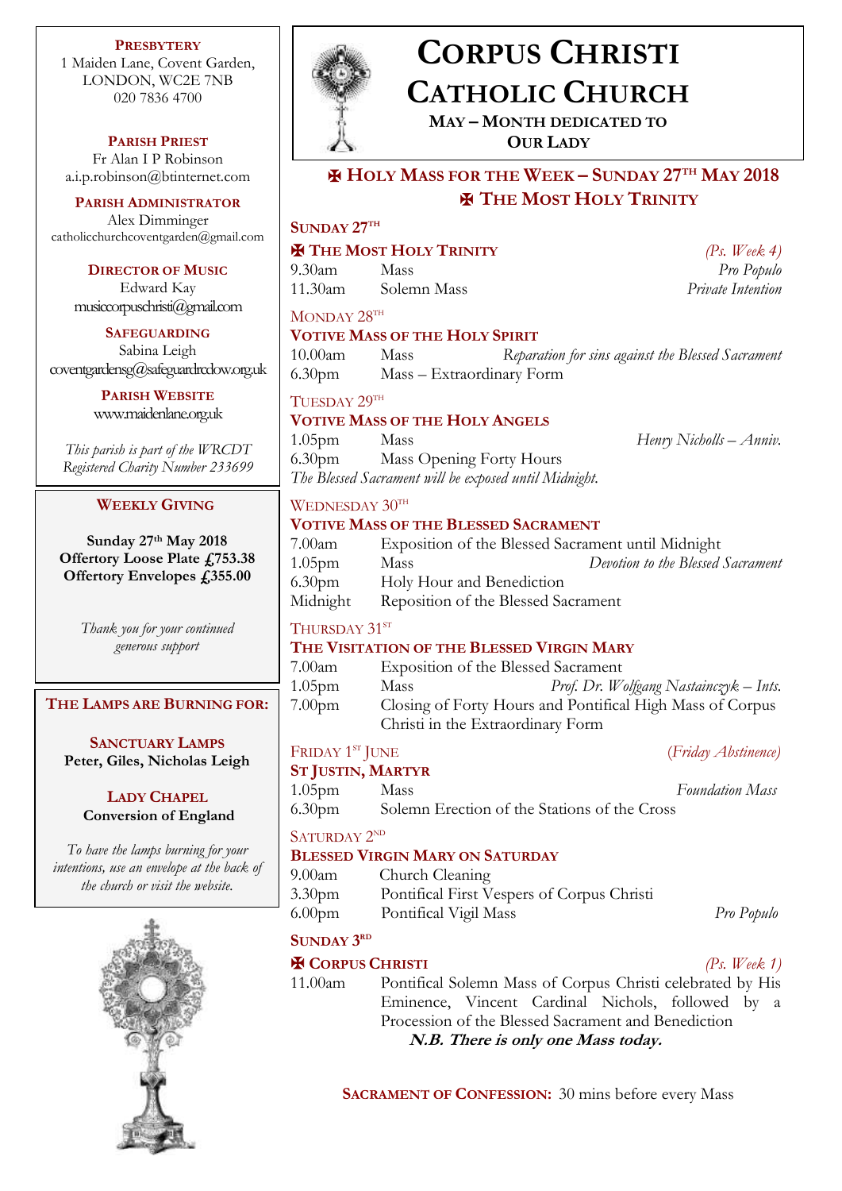**PRESBYTERY**
1 Maiden Lane, Covent Garden,
LONDON, WC2E 7NB
020 7836 4700

**PARISH PRIEST**
Fr Alan I P Robinson
a.i.p.robinson@btinternet.com

**PARISH ADMINISTRATOR**
Alex Dimminger
catholicchurchcoventgarden@gmail.com

**DIRECTOR OF MUSIC**
Edward Kay
musiccorpuschristi@gmail.com

**SAFEGUARDING**
Sabina Leigh
coventgardensg@safeguardrcdow.org.uk

**PARISH WEBSITE**
www.maidenlane.org.uk

*This parish is part of the WRCDT Registered Charity Number 233699*

**WEEKLY GIVING**

**Sunday 27th May 2018**
**Offertory Loose Plate £753.38**
**Offertory Envelopes £355.00**

*Thank you for your continued generous support*

**THE LAMPS ARE BURNING FOR:**

**SANCTUARY LAMPS**
**Peter, Giles, Nicholas Leigh**

**LADY CHAPEL**
**Conversion of England**

*To have the lamps burning for your intentions, use an envelope at the back of the church or visit the website.*

# CORPUS CHRISTI CATHOLIC CHURCH

**MAY – MONTH DEDICATED TO OUR LADY**

## ✠ HOLY MASS FOR THE WEEK – SUNDAY 27TH MAY 2018
## ✠ THE MOST HOLY TRINITY

### SUNDAY 27TH

**✠ THE MOST HOLY TRINITY** *(Ps. Week 4)*

| | | |
|---|---|---|
| 9.30am | Mass | *Pro Populo* |
| 11.30am | Solemn Mass | *Private Intention* |

### MONDAY 28TH

**VOTIVE MASS OF THE HOLY SPIRIT**

| | | |
|---|---|---|
| 10.00am | Mass | *Reparation for sins against the Blessed Sacrament* |
| 6.30pm | Mass – Extraordinary Form | |

### TUESDAY 29TH

**VOTIVE MASS OF THE HOLY ANGELS**

| | | |
|---|---|---|
| 1.05pm | Mass | *Henry Nicholls – Anniv.* |
| 6.30pm | Mass Opening Forty Hours | |

*The Blessed Sacrament will be exposed until Midnight.*

### WEDNESDAY 30TH

**VOTIVE MASS OF THE BLESSED SACRAMENT**

| | | |
|---|---|---|
| 7.00am | Exposition of the Blessed Sacrament until Midnight | |
| 1.05pm | Mass | *Devotion to the Blessed Sacrament* |
| 6.30pm | Holy Hour and Benediction | |
| Midnight | Reposition of the Blessed Sacrament | |

### THURSDAY 31ST

**THE VISITATION OF THE BLESSED VIRGIN MARY**

| | | |
|---|---|---|
| 7.00am | Exposition of the Blessed Sacrament | |
| 1.05pm | Mass | *Prof. Dr. Wolfgang Nastainczyk – Ints.* |
| 7.00pm | Closing of Forty Hours and Pontifical High Mass of Corpus Christi in the Extraordinary Form | |

### FRIDAY 1ST JUNE *(Friday Abstinence)*

**ST JUSTIN, MARTYR**

| | | |
|---|---|---|
| 1.05pm | Mass | *Foundation Mass* |
| 6.30pm | Solemn Erection of the Stations of the Cross | |

### SATURDAY 2ND

**BLESSED VIRGIN MARY ON SATURDAY**

| | | |
|---|---|---|
| 9.00am | Church Cleaning | |
| 3.30pm | Pontifical First Vespers of Corpus Christi | |
| 6.00pm | Pontifical Vigil Mass | *Pro Populo* |

### SUNDAY 3RD

**✠ CORPUS CHRISTI** *(Ps. Week 1)*

11.00am Pontifical Solemn Mass of Corpus Christi celebrated by His Eminence, Vincent Cardinal Nichols, followed by a Procession of the Blessed Sacrament and Benediction

***N.B. There is only one Mass today.***

**SACRAMENT OF CONFESSION:** 30 mins before every Mass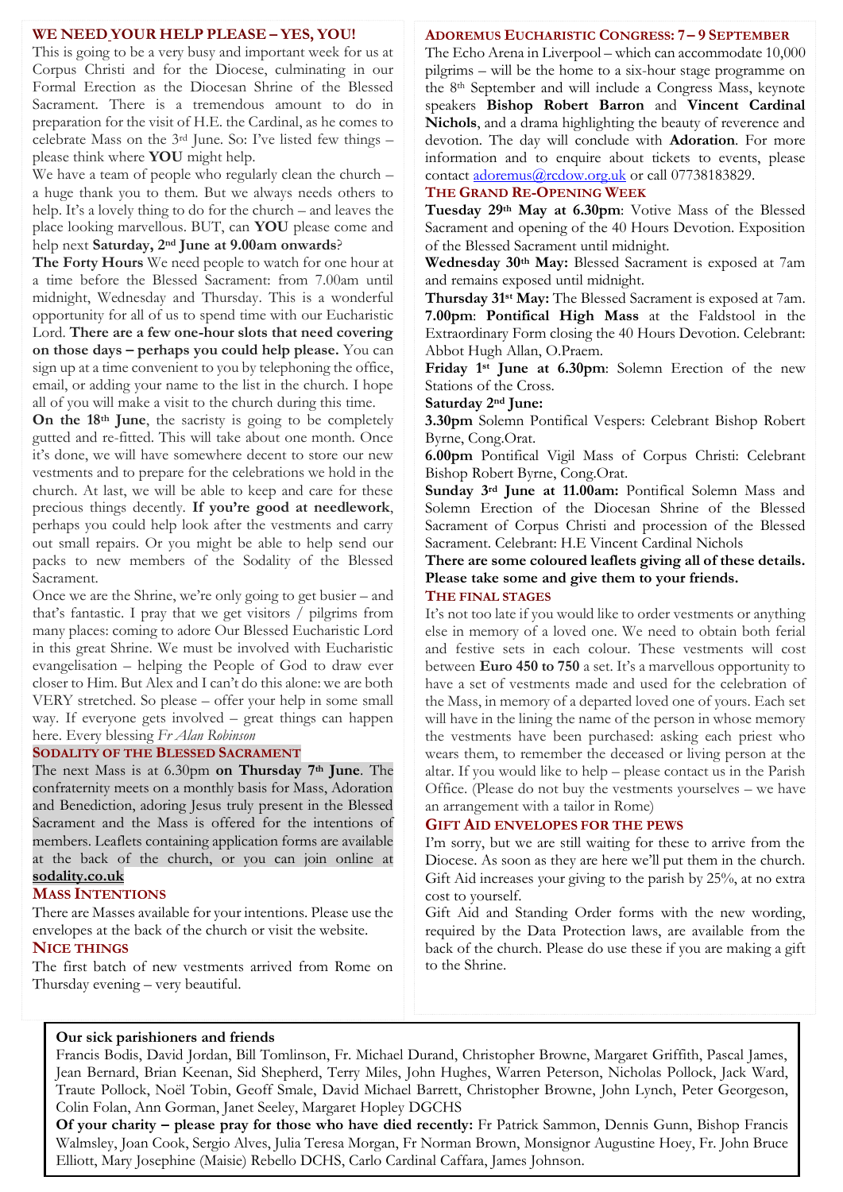## WE NEED YOUR HELP PLEASE – YES, YOU!

This is going to be a very busy and important week for us at Corpus Christi and for the Diocese, culminating in our Formal Erection as the Diocesan Shrine of the Blessed Sacrament. There is a tremendous amount to do in preparation for the visit of H.E. the Cardinal, as he comes to celebrate Mass on the 3rd June. So: I've listed few things – please think where **YOU** might help.

We have a team of people who regularly clean the church – a huge thank you to them. But we always needs others to help. It's a lovely thing to do for the church – and leaves the place looking marvellous. BUT, can **YOU** please come and help next **Saturday, 2nd June at 9.00am onwards**?

**The Forty Hours** We need people to watch for one hour at a time before the Blessed Sacrament: from 7.00am until midnight, Wednesday and Thursday. This is a wonderful opportunity for all of us to spend time with our Eucharistic Lord. **There are a few one-hour slots that need covering on those days – perhaps you could help please.** You can sign up at a time convenient to you by telephoning the office, email, or adding your name to the list in the church. I hope all of you will make a visit to the church during this time.

**On the 18th June**, the sacristy is going to be completely gutted and re-fitted. This will take about one month. Once it's done, we will have somewhere decent to store our new vestments and to prepare for the celebrations we hold in the church. At last, we will be able to keep and care for these precious things decently. **If you're good at needlework**, perhaps you could help look after the vestments and carry out small repairs. Or you might be able to help send our packs to new members of the Sodality of the Blessed Sacrament.

Once we are the Shrine, we're only going to get busier – and that's fantastic. I pray that we get visitors / pilgrims from many places: coming to adore Our Blessed Eucharistic Lord in this great Shrine. We must be involved with Eucharistic evangelisation – helping the People of God to draw ever closer to Him. But Alex and I can't do this alone: we are both VERY stretched. So please – offer your help in some small way. If everyone gets involved – great things can happen here. Every blessing *Fr Alan Robinson*

## SODALITY OF THE BLESSED SACRAMENT

The next Mass is at 6.30pm **on Thursday 7th June**. The confraternity meets on a monthly basis for Mass, Adoration and Benediction, adoring Jesus truly present in the Blessed Sacrament and the Mass is offered for the intentions of members. Leaflets containing application forms are available at the back of the church, or you can join online at **sodality.co.uk**

## MASS INTENTIONS

There are Masses available for your intentions. Please use the envelopes at the back of the church or visit the website.

## NICE THINGS

The first batch of new vestments arrived from Rome on Thursday evening – very beautiful.

## ADOREMUS EUCHARISTIC CONGRESS: 7 – 9 SEPTEMBER

The Echo Arena in Liverpool – which can accommodate 10,000 pilgrims – will be the home to a six-hour stage programme on the 8th September and will include a Congress Mass, keynote speakers **Bishop Robert Barron** and **Vincent Cardinal Nichols**, and a drama highlighting the beauty of reverence and devotion. The day will conclude with **Adoration**. For more information and to enquire about tickets to events, please contact adoremus@rcdow.org.uk or call 07738183829.

## THE GRAND RE-OPENING WEEK

**Tuesday 29th May at 6.30pm**: Votive Mass of the Blessed Sacrament and opening of the 40 Hours Devotion. Exposition of the Blessed Sacrament until midnight.

**Wednesday 30th May:** Blessed Sacrament is exposed at 7am and remains exposed until midnight.

**Thursday 31st May:** The Blessed Sacrament is exposed at 7am. **7.00pm**: **Pontifical High Mass** at the Faldstool in the Extraordinary Form closing the 40 Hours Devotion. Celebrant: Abbot Hugh Allan, O.Praem.

**Friday 1st June at 6.30pm**: Solemn Erection of the new Stations of the Cross.

**Saturday 2nd June:**

**3.30pm** Solemn Pontifical Vespers: Celebrant Bishop Robert Byrne, Cong.Orat.

**6.00pm** Pontifical Vigil Mass of Corpus Christi: Celebrant Bishop Robert Byrne, Cong.Orat.

**Sunday 3rd June at 11.00am:** Pontifical Solemn Mass and Solemn Erection of the Diocesan Shrine of the Blessed Sacrament of Corpus Christi and procession of the Blessed Sacrament. Celebrant: H.E Vincent Cardinal Nichols

**There are some coloured leaflets giving all of these details. Please take some and give them to your friends.**

## THE FINAL STAGES

It's not too late if you would like to order vestments or anything else in memory of a loved one. We need to obtain both ferial and festive sets in each colour. These vestments will cost between **Euro 450 to 750** a set. It's a marvellous opportunity to have a set of vestments made and used for the celebration of the Mass, in memory of a departed loved one of yours. Each set will have in the lining the name of the person in whose memory the vestments have been purchased: asking each priest who wears them, to remember the deceased or living person at the altar. If you would like to help – please contact us in the Parish Office. (Please do not buy the vestments yourselves – we have an arrangement with a tailor in Rome)

## GIFT AID ENVELOPES FOR THE PEWS

I'm sorry, but we are still waiting for these to arrive from the Diocese. As soon as they are here we'll put them in the church. Gift Aid increases your giving to the parish by 25%, at no extra cost to yourself.

Gift Aid and Standing Order forms with the new wording, required by the Data Protection laws, are available from the back of the church. Please do use these if you are making a gift to the Shrine.

**Our sick parishioners and friends**

Francis Bodis, David Jordan, Bill Tomlinson, Fr. Michael Durand, Christopher Browne, Margaret Griffith, Pascal James, Jean Bernard, Brian Keenan, Sid Shepherd, Terry Miles, John Hughes, Warren Peterson, Nicholas Pollock, Jack Ward, Traute Pollock, Noël Tobin, Geoff Smale, David Michael Barrett, Christopher Browne, John Lynch, Peter Georgeson, Colin Folan, Ann Gorman, Janet Seeley, Margaret Hopley DGCHS

**Of your charity – please pray for those who have died recently:** Fr Patrick Sammon, Dennis Gunn, Bishop Francis Walmsley, Joan Cook, Sergio Alves, Julia Teresa Morgan, Fr Norman Brown, Monsignor Augustine Hoey, Fr. John Bruce Elliott, Mary Josephine (Maisie) Rebello DCHS, Carlo Cardinal Caffara, James Johnson.